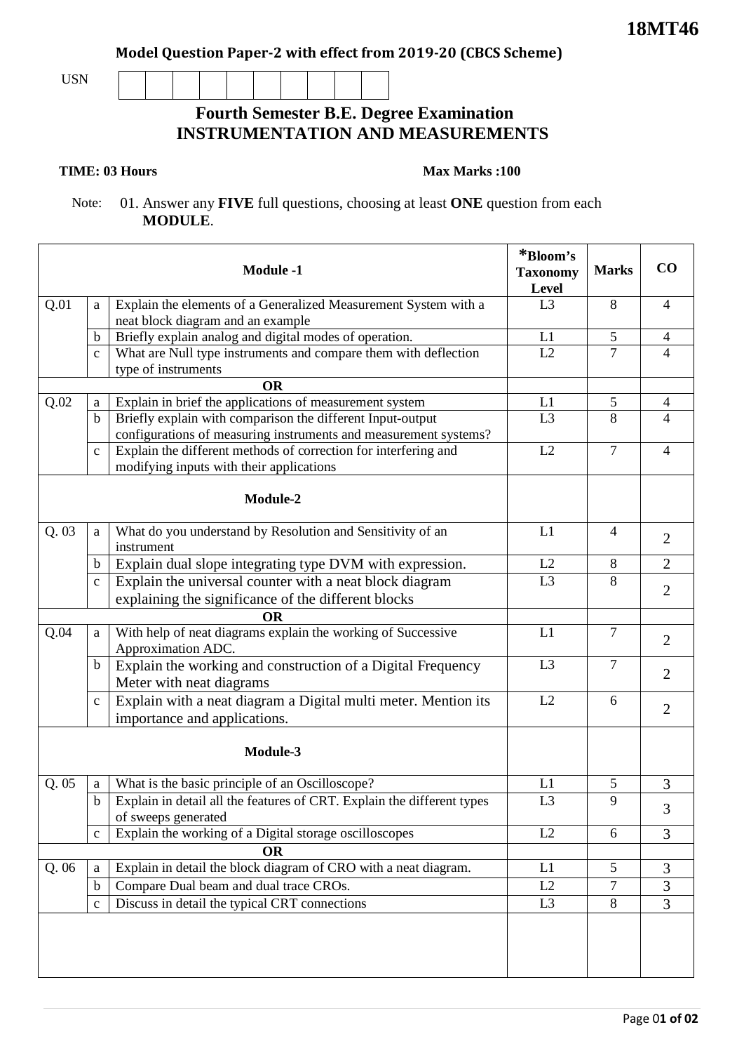**18MT46**

**Model Question Paper-2 with effect from 2019-20 (CBCS Scheme)**

USN | | | | | | | | | |

# Fourth Semester B.E. Degree Examination
# INSTRUMENTATION AND MEASUREMENTS

**TIME: 03 Hours** **Max Marks :100**

Note: 01. Answer any **FIVE** full questions, choosing at least **ONE** question from each **MODULE**.

| | | **Module -1** | ***Bloom's Taxonomy Level** | **Marks** | **CO** |
|---|---|---|---|---|---|
| Q.01 | a | Explain the elements of a Generalized Measurement System with a neat block diagram and an example | L3 | 8 | 4 |
| | b | Briefly explain analog and digital modes of operation. | L1 | 5 | 4 |
| | c | What are Null type instruments and compare them with deflection type of instruments | L2 | 7 | 4 |
| | | **OR** | | | |
| Q.02 | a | Explain in brief the applications of measurement system | L1 | 5 | 4 |
| | b | Briefly explain with comparison the different Input-output configurations of measuring instruments and measurement systems? | L3 | 8 | 4 |
| | c | Explain the different methods of correction for interfering and modifying inputs with their applications | L2 | 7 | 4 |
| | | **Module-2** | | | |
| Q. 03 | a | What do you understand by Resolution and Sensitivity of an instrument | L1 | 4 | 2 |
| | b | Explain dual slope integrating type DVM with expression. | L2 | 8 | 2 |
| | c | Explain the universal counter with a neat block diagram explaining the significance of the different blocks | L3 | 8 | 2 |
| | | **OR** | | | |
| Q.04 | a | With help of neat diagrams explain the working of Successive Approximation ADC. | L1 | 7 | 2 |
| | b | Explain the working and construction of a Digital Frequency Meter with neat diagrams | L3 | 7 | 2 |
| | c | Explain with a neat diagram a Digital multi meter. Mention its importance and applications. | L2 | 6 | 2 |
| | | **Module-3** | | | |
| Q. 05 | a | What is the basic principle of an Oscilloscope? | L1 | 5 | 3 |
| | b | Explain in detail all the features of CRT. Explain the different types of sweeps generated | L3 | 9 | 3 |
| | c | Explain the working of a Digital storage oscilloscopes | L2 | 6 | 3 |
| | | **OR** | | | |
| Q. 06 | a | Explain in detail the block diagram of CRO with a neat diagram. | L1 | 5 | 3 |
| | b | Compare Dual beam and dual trace CROs. | L2 | 7 | 3 |
| | c | Discuss in detail the typical CRT connections | L3 | 8 | 3 |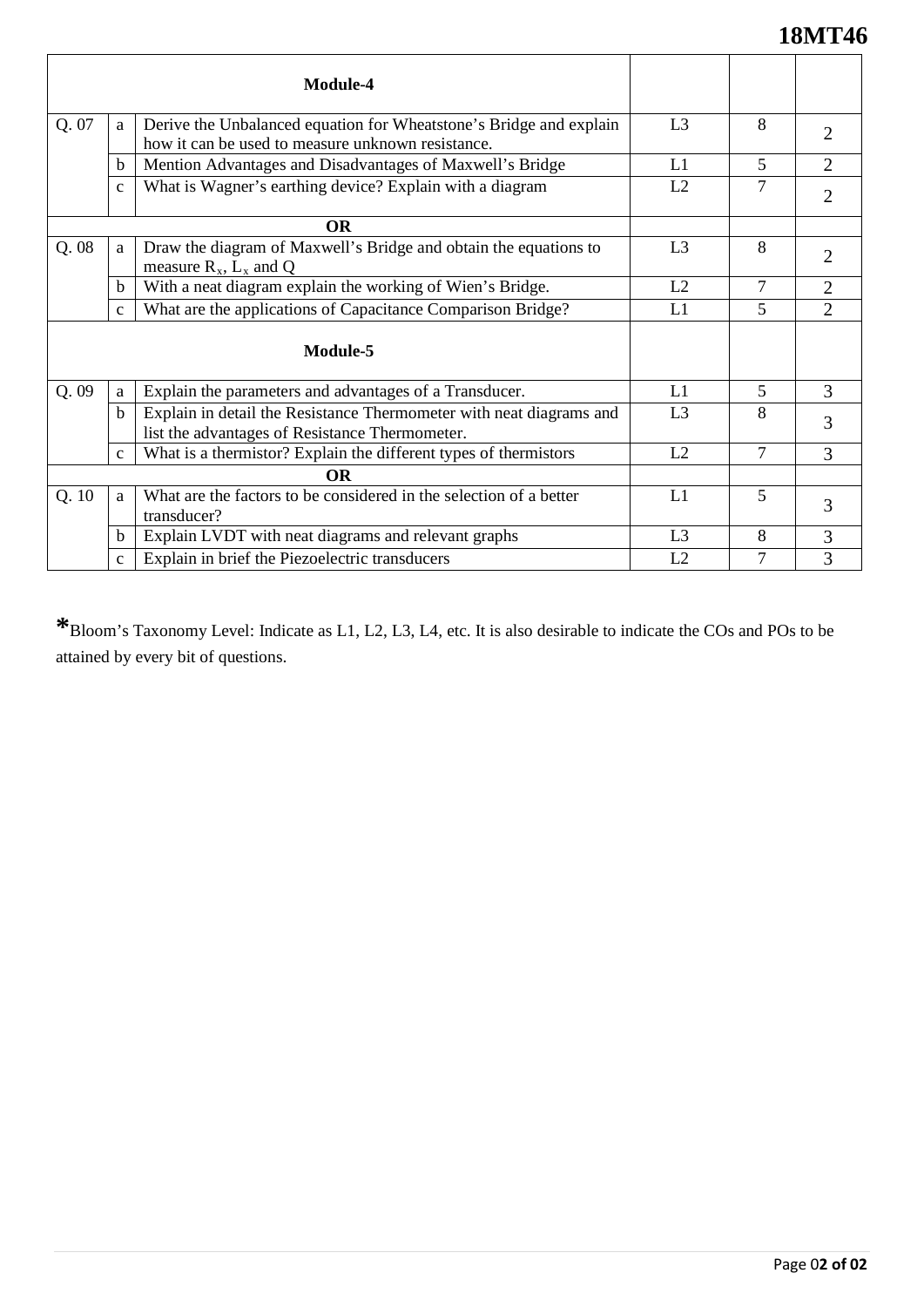| | | | | | |
|---|---|---|---|---|---|
| **Module-4** | | | | | |
| Q. 07 | a | Derive the Unbalanced equation for Wheatstone's Bridge and explain how it can be used to measure unknown resistance. | L3 | 8 | 2 |
| | b | Mention Advantages and Disadvantages of Maxwell's Bridge | L1 | 5 | 2 |
| | c | What is Wagner's earthing device? Explain with a diagram | L2 | 7 | 2 |
| **OR** | | | | | |
| Q. 08 | a | Draw the diagram of Maxwell's Bridge and obtain the equations to measure $R_x$, $L_x$ and Q | L3 | 8 | 2 |
| | b | With a neat diagram explain the working of Wien's Bridge. | L2 | 7 | 2 |
| | c | What are the applications of Capacitance Comparison Bridge? | L1 | 5 | 2 |
| **Module-5** | | | | | |
| Q. 09 | a | Explain the parameters and advantages of a Transducer. | L1 | 5 | 3 |
| | b | Explain in detail the Resistance Thermometer with neat diagrams and list the advantages of Resistance Thermometer. | L3 | 8 | 3 |
| | c | What is a thermistor? Explain the different types of thermistors | L2 | 7 | 3 |
| **OR** | | | | | |
| Q. 10 | a | What are the factors to be considered in the selection of a better transducer? | L1 | 5 | 3 |
| | b | Explain LVDT with neat diagrams and relevant graphs | L3 | 8 | 3 |
| | c | Explain in brief the Piezoelectric transducers | L2 | 7 | 3 |

*Bloom's Taxonomy Level: Indicate as L1, L2, L3, L4, etc. It is also desirable to indicate the COs and POs to be attained by every bit of questions.